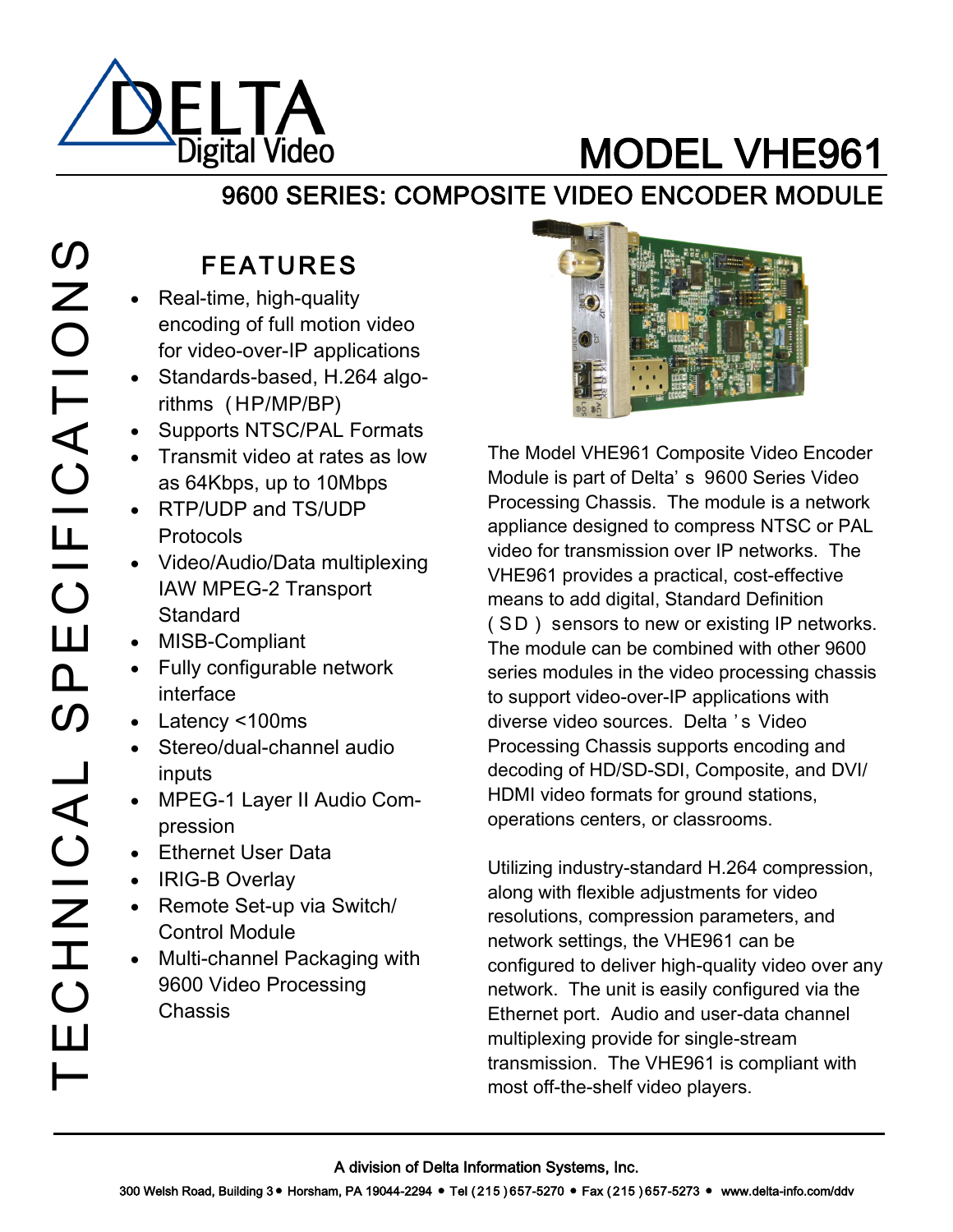# MODEL VHE961

## 9600 SERIES: COMPOSITE VIDEO ENCODER MODULE

TECHNICAL SPECIFICATIONS

### FEATURES

- Real-time, high-quality encoding of full motion video for video-over-IP applications
- Standards-based, H.264 algorithms (HP/MP/BP)
- Supports NTSC/PAL Formats
- Transmit video at rates as low as 64Kbps, up to 10Mbps
- RTP/UDP and TS/UDP Protocols
- Video/Audio/Data multiplexing IAW MPEG-2 Transport Standard
- MISB-Compliant
- Fully configurable network interface
- Latency <100ms
- Stereo/dual-channel audio inputs
- MPEG-1 Layer II Audio Compression
- Ethernet User Data
- IRIG-B Overlay
- Remote Set-up via Switch/Control Module
- Multi-channel Packaging with 9600 Video Processing Chassis

The Model VHE961 Composite Video Encoder Module is part of Delta's 9600 Series Video Processing Chassis. The module is a network appliance designed to compress NTSC or PAL video for transmission over IP networks. The VHE961 provides a practical, cost-effective means to add digital, Standard Definition (SD) sensors to new or existing IP networks. The module can be combined with other 9600 series modules in the video processing chassis to support video-over-IP applications with diverse video sources. Delta's Video Processing Chassis supports encoding and decoding of HD/SD-SDI, Composite, and DVI/HDMI video formats for ground stations, operations centers, or classrooms.

Utilizing industry-standard H.264 compression, along with flexible adjustments for video resolutions, compression parameters, and network settings, the VHE961 can be configured to deliver high-quality video over any network. The unit is easily configured via the Ethernet port. Audio and user-data channel multiplexing provide for single-stream transmission. The VHE961 is compliant with most off-the-shelf video players.

A division of Delta Information Systems, Inc.

300 Welsh Road, Building 3 • Horsham, PA 19044-2294 • Tel (215) 657-5270 • Fax (215) 657-5273 • www.delta-info.com/ddv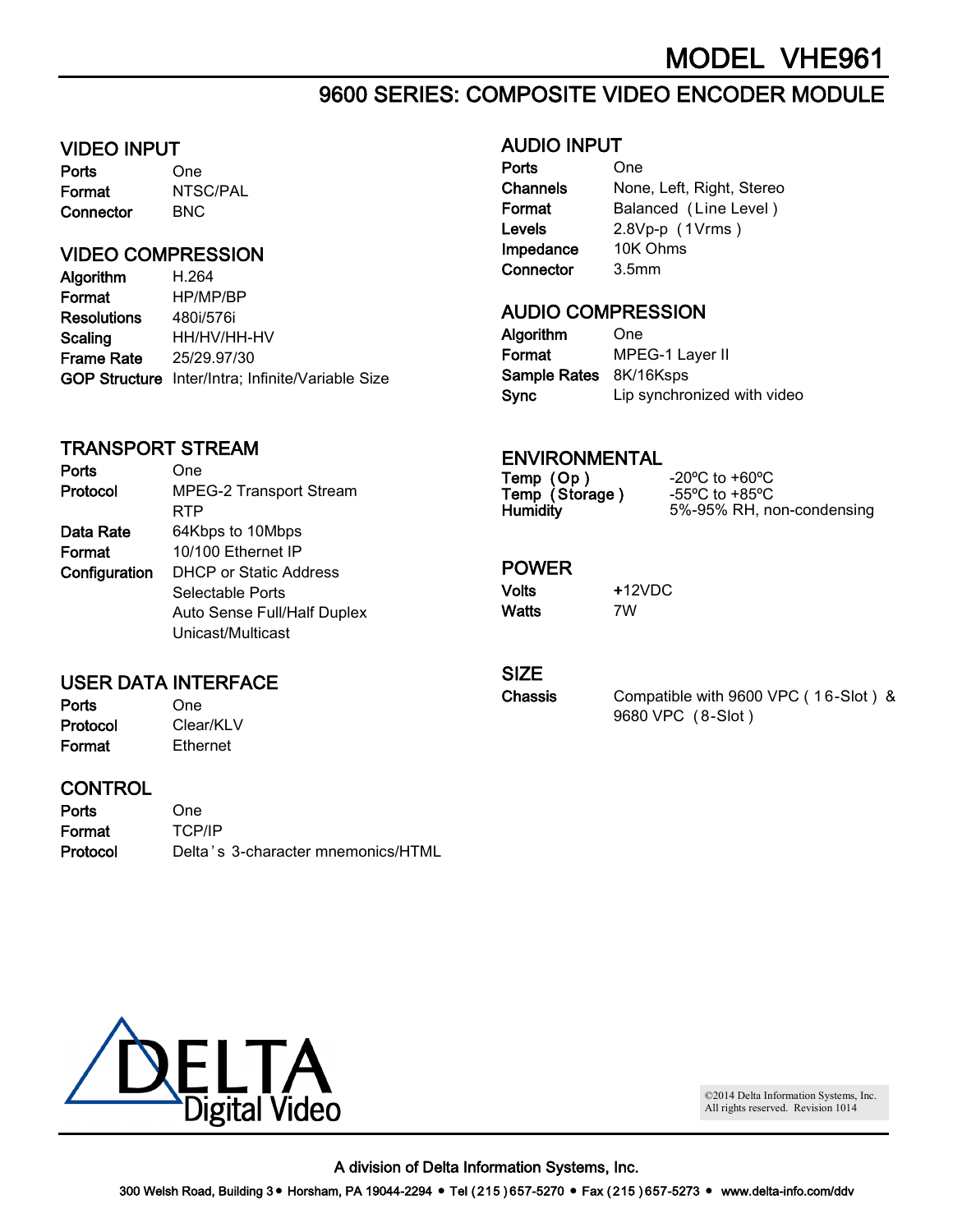# MODEL VHE961

## 9600 SERIES: COMPOSITE VIDEO ENCODER MODULE

### VIDEO INPUT

| | |
|---|---|
| **Ports** | One |
| **Format** | NTSC/PAL |
| **Connector** | BNC |

### VIDEO COMPRESSION

| | |
|---|---|
| **Algorithm** | H.264 |
| **Format** | HP/MP/BP |
| **Resolutions** | 480i/576i |
| **Scaling** | HH/HV/HH-HV |
| **Frame Rate** | 25/29.97/30 |
| **GOP Structure** | Inter/Intra; Infinite/Variable Size |

### TRANSPORT STREAM

| | |
|---|---|
| **Ports** | One |
| **Protocol** | MPEG-2 Transport Stream<br>RTP |
| **Data Rate** | 64Kbps to 10Mbps |
| **Format** | 10/100 Ethernet IP |
| **Configuration** | DHCP or Static Address<br>Selectable Ports<br>Auto Sense Full/Half Duplex<br>Unicast/Multicast |

### USER DATA INTERFACE

| | |
|---|---|
| **Ports** | One |
| **Protocol** | Clear/KLV |
| **Format** | Ethernet |

### CONTROL

| | |
|---|---|
| **Ports** | One |
| **Format** | TCP/IP |
| **Protocol** | Delta's 3-character mnemonics/HTML |

### AUDIO INPUT

| | |
|---|---|
| **Ports** | One |
| **Channels** | None, Left, Right, Stereo |
| **Format** | Balanced (Line Level) |
| **Levels** | 2.8Vp-p (1Vrms) |
| **Impedance** | 10K Ohms |
| **Connector** | 3.5mm |

### AUDIO COMPRESSION

| | |
|---|---|
| **Algorithm** | One |
| **Format** | MPEG-1 Layer II |
| **Sample Rates** | 8K/16Ksps |
| **Sync** | Lip synchronized with video |

### ENVIRONMENTAL

| | |
|---|---|
| **Temp (Op)** | -20ºC to +60ºC |
| **Temp (Storage)** | -55ºC to +85ºC |
| **Humidity** | 5%-95% RH, non-condensing |

### POWER

| | |
|---|---|
| **Volts** | +12VDC |
| **Watts** | 7W |

### SIZE

| | |
|---|---|
| **Chassis** | Compatible with 9600 VPC (16-Slot) & 9680 VPC (8-Slot) |

DELTA Digital Video

©2014 Delta Information Systems, Inc.
All rights reserved. Revision 1014

A division of Delta Information Systems, Inc.

300 Welsh Road, Building 3 • Horsham, PA 19044-2294 • Tel (215) 657-5270 • Fax (215) 657-5273 • www.delta-info.com/ddv